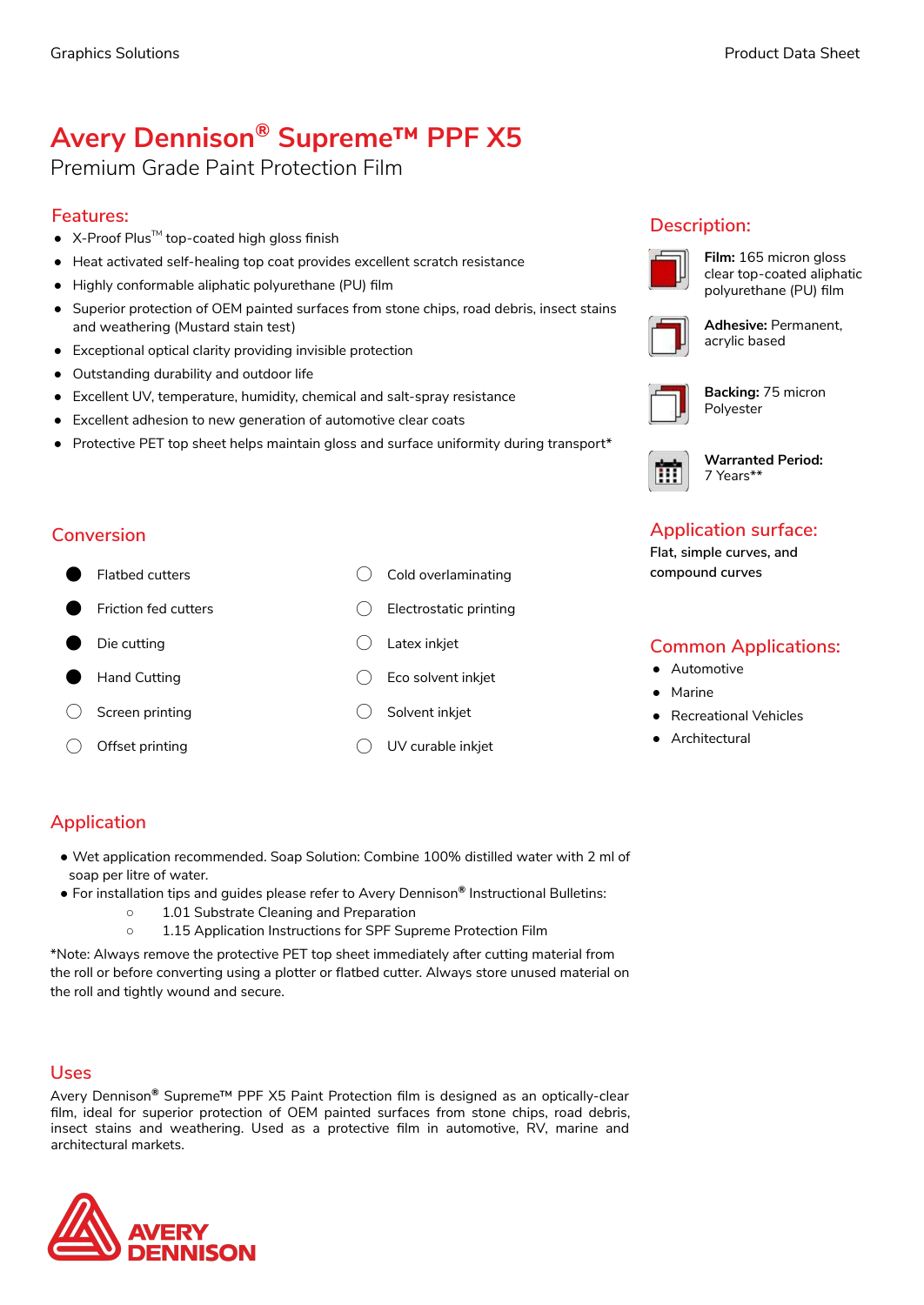# Avery Dennison® Supreme™ PPF X5

Premium Grade Paint Protection Film

## Features:

- X-Proof Plus™ top-coated high gloss finish
- Heat activated self-healing top coat provides excellent scratch resistance
- Highly conformable aliphatic polyurethane (PU) film
- Superior protection of OEM painted surfaces from stone chips, road debris, insect stains and weathering (Mustard stain test)
- Exceptional optical clarity providing invisible protection
- Outstanding durability and outdoor life
- Excellent UV, temperature, humidity, chemical and salt-spray resistance
- Excellent adhesion to new generation of automotive clear coats
- Protective PET top sheet helps maintain gloss and surface uniformity during transport*

## Description:

**Film:** 165 micron gloss clear top-coated aliphatic polyurethane (PU) film

**Adhesive:** Permanent, acrylic based

**Backing:** 75 micron Polyester

**Warranted Period:** 7 Years**

## Conversion

| | | | |
|---|---|---|---|
| ● | Flatbed cutters | ○ | Cold overlaminating |
| ● | Friction fed cutters | ○ | Electrostatic printing |
| ● | Die cutting | ○ | Latex inkjet |
| ● | Hand Cutting | ○ | Eco solvent inkjet |
| ○ | Screen printing | ○ | Solvent inkjet |
| ○ | Offset printing | ○ | UV curable inkjet |

## Application surface:

Flat, simple curves, and compound curves

## Common Applications:

- Automotive
- Marine
- Recreational Vehicles
- Architectural

## Application

- Wet application recommended. Soap Solution: Combine 100% distilled water with 2 ml of soap per litre of water.
- For installation tips and guides please refer to Avery Dennison® Instructional Bulletins:
  - 1.01 Substrate Cleaning and Preparation
  - 1.15 Application Instructions for SPF Supreme Protection Film

*Note: Always remove the protective PET top sheet immediately after cutting material from the roll or before converting using a plotter or flatbed cutter. Always store unused material on the roll and tightly wound and secure.

## Uses

Avery Dennison® Supreme™ PPF X5 Paint Protection film is designed as an optically-clear film, ideal for superior protection of OEM painted surfaces from stone chips, road debris, insect stains and weathering. Used as a protective film in automotive, RV, marine and architectural markets.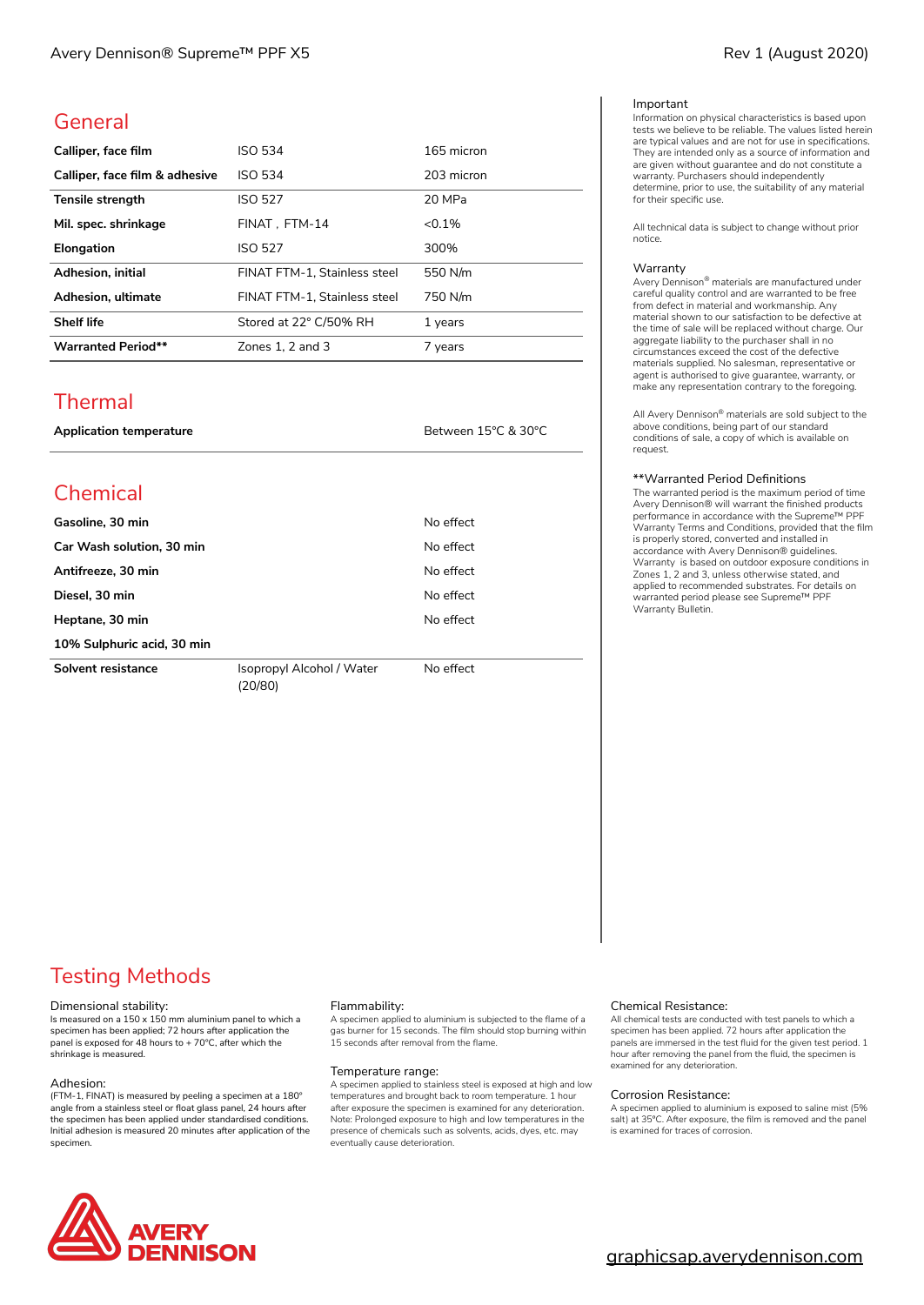## General

| | | |
|---|---|---|
| **Calliper, face film** | ISO 534 | 165 micron |
| **Calliper, face film & adhesive** | ISO 534 | 203 micron |
| **Tensile strength** | ISO 527 | 20 MPa |
| **Mil. spec. shrinkage** | FINAT , FTM-14 | <0.1% |
| **Elongation** | ISO 527 | 300% |
| **Adhesion, initial** | FINAT FTM-1, Stainless steel | 550 N/m |
| **Adhesion, ultimate** | FINAT FTM-1, Stainless steel | 750 N/m |
| **Shelf life** | Stored at 22° C/50% RH | 1 years |
| **Warranted Period**** | Zones 1, 2 and 3 | 7 years |

## Thermal

| | | |
|---|---|---|
| **Application temperature** | | Between 15°C & 30°C |

## Chemical

| | | |
|---|---|---|
| **Gasoline, 30 min** | | No effect |
| **Car Wash solution, 30 min** | | No effect |
| **Antifreeze, 30 min** | | No effect |
| **Diesel, 30 min** | | No effect |
| **Heptane, 30 min** | | No effect |
| **10% Sulphuric acid, 30 min** | | |
| **Solvent resistance** | Isopropyl Alcohol / Water (20/80) | No effect |

### Important

Information on physical characteristics is based upon tests we believe to be reliable. The values listed herein are typical values and are not for use in specifications. They are intended only as a source of information and are given without guarantee and do not constitute a warranty. Purchasers should independently determine, prior to use, the suitability of any material for their specific use.

All technical data is subject to change without prior notice.

### Warranty

Avery Dennison® materials are manufactured under careful quality control and are warranted to be free from defect in material and workmanship. Any material shown to our satisfaction to be defective at the time of sale will be replaced without charge. Our aggregate liability to the purchaser shall in no circumstances exceed the cost of the defective materials supplied. No salesman, representative or agent is authorised to give guarantee, warranty, or make any representation contrary to the foregoing.

All Avery Dennison® materials are sold subject to the above conditions, being part of our standard conditions of sale, a copy of which is available on request.

### **Warranted Period Definitions

The warranted period is the maximum period of time Avery Dennison® will warrant the finished products performance in accordance with the Supreme™ PPF Warranty Terms and Conditions, provided that the film is properly stored, converted and installed in accordance with Avery Dennison® guidelines. Warranty is based on outdoor exposure conditions in Zones 1, 2 and 3, unless otherwise stated, and applied to recommended substrates. For details on warranted period please see Supreme™ PPF Warranty Bulletin.

## Testing Methods

### Dimensional stability:

Is measured on a 150 x 150 mm aluminium panel to which a specimen has been applied; 72 hours after application the panel is exposed for 48 hours to + 70°C, after which the shrinkage is measured.

### Adhesion:

(FTM-1, FINAT) is measured by peeling a specimen at a 180° angle from a stainless steel or float glass panel, 24 hours after the specimen has been applied under standardised conditions. Initial adhesion is measured 20 minutes after application of the specimen.

### Flammability:

A specimen applied to aluminium is subjected to the flame of a gas burner for 15 seconds. The film should stop burning within 15 seconds after removal from the flame.

### Temperature range:

A specimen applied to stainless steel is exposed at high and low temperatures and brought back to room temperature. 1 hour after exposure the specimen is examined for any deterioration. Note: Prolonged exposure to high and low temperatures in the presence of chemicals such as solvents, acids, dyes, etc. may eventually cause deterioration.

### Chemical Resistance:

All chemical tests are conducted with test panels to which a specimen has been applied. 72 hours after application the panels are immersed in the test fluid for the given test period. 1 hour after removing the panel from the fluid, the specimen is examined for any deterioration.

### Corrosion Resistance:

A specimen applied to aluminium is exposed to saline mist (5% salt) at 35°C. After exposure, the film is removed and the panel is examined for traces of corrosion.

AVERY DENNISON

graphicsap.averydennison.com